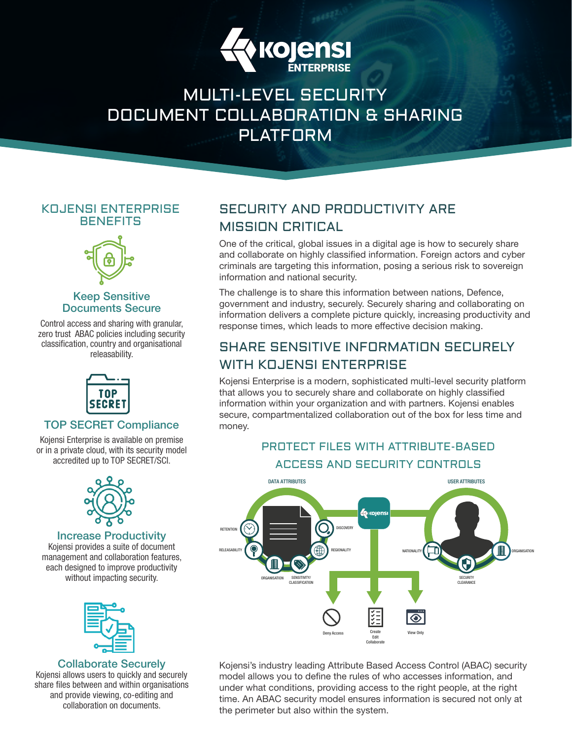# Kojensi ENTERPRISE

# MULTI-LEVEL SECURITY DOCUMENT COLLABORATION & SHARING PLATFORM

## KOJENSI ENTERPRISE BENEFITS

### Keep Sensitive Documents Secure

Control access and sharing with granular, zero trust ABAC policies including security classification, country and organisational releasability.

### TOP SECRET Compliance

Kojensi Enterprise is available on premise or in a private cloud, with its security model accredited up to TOP SECRET/SCI.

### Increase Productivity

Kojensi provides a suite of document management and collaboration features, each designed to improve productivity without impacting security.

### Collaborate Securely

Kojensi allows users to quickly and securely share files between and within organisations and provide viewing, co-editing and collaboration on documents.

## SECURITY AND PRODUCTIVITY ARE MISSION CRITICAL

One of the critical, global issues in a digital age is how to securely share and collaborate on highly classified information. Foreign actors and cyber criminals are targeting this information, posing a serious risk to sovereign information and national security.

The challenge is to share this information between nations, Defence, government and industry, securely. Securely sharing and collaborating on information delivers a complete picture quickly, increasing productivity and response times, which leads to more effective decision making.

## SHARE SENSITIVE INFORMATION SECURELY WITH KOJENSI ENTERPRISE

Kojensi Enterprise is a modern, sophisticated multi-level security platform that allows you to securely share and collaborate on highly classified information within your organization and with partners. Kojensi enables secure, compartmentalized collaboration out of the box for less time and money.

### PROTECT FILES WITH ATTRIBUTE-BASED ACCESS AND SECURITY CONTROLS

DATA ATTRIBUTES: RETENTION, RELEASABILITY, ORGANISATION, SENSITIVITY/CLASSIFICATION, DISCOVERY, REGIONALITY

USER ATTRIBUTES: NATIONALITY, ORGANISATION, SECURITY CLEARANCE

kojensi → Deny Access | Create Edit Collaborate | View Only

Kojensi's industry leading Attribute Based Access Control (ABAC) security model allows you to define the rules of who accesses information, and under what conditions, providing access to the right people, at the right time. An ABAC security model ensures information is secured not only at the perimeter but also within the system.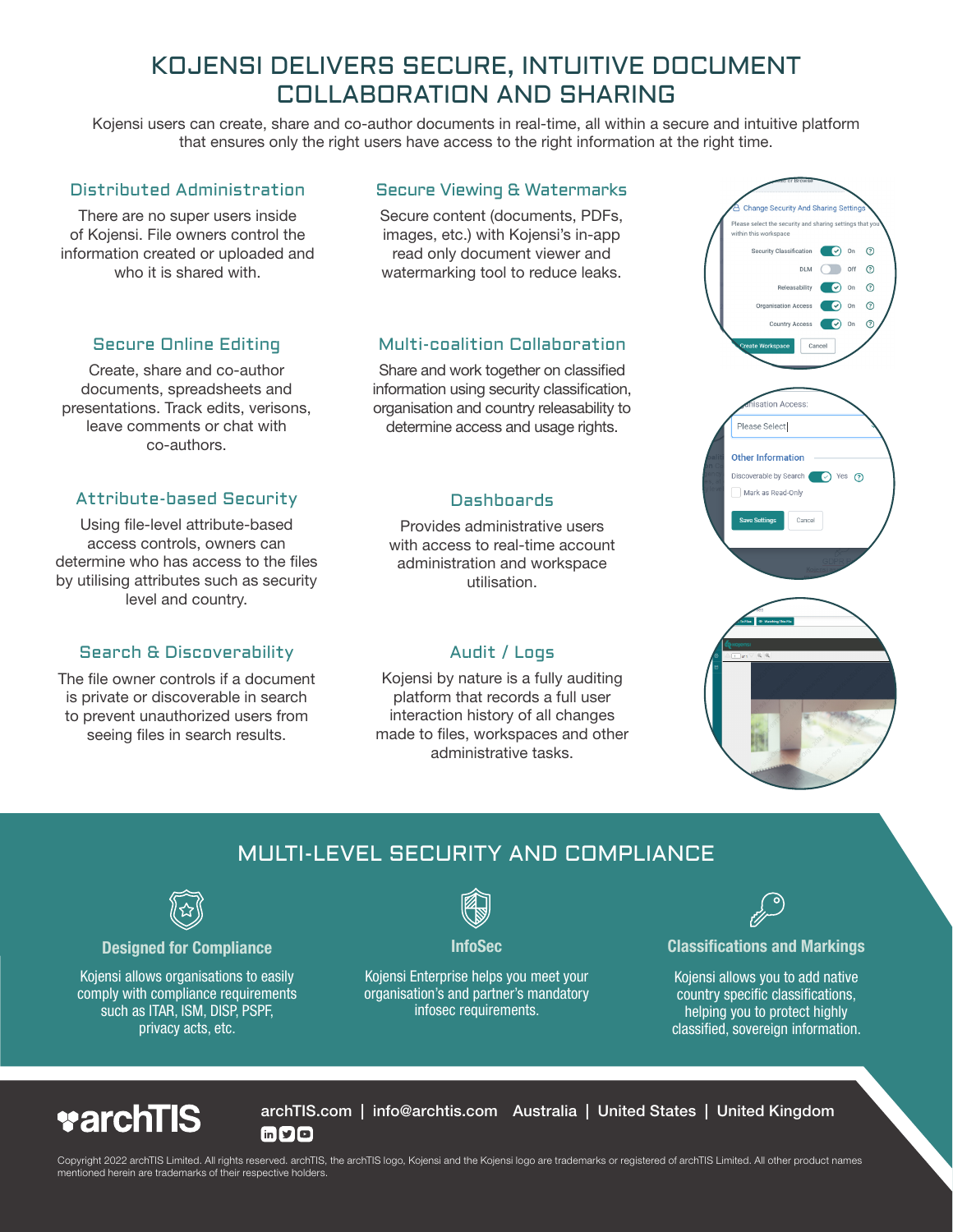# KOJENSI DELIVERS SECURE, INTUITIVE DOCUMENT COLLABORATION AND SHARING

Kojensi users can create, share and co-author documents in real-time, all within a secure and intuitive platform that ensures only the right users have access to the right information at the right time.

### Distributed Administration

There are no super users inside of Kojensi. File owners control the information created or uploaded and who it is shared with.

### Secure Viewing & Watermarks

Secure content (documents, PDFs, images, etc.) with Kojensi's in-app read only document viewer and watermarking tool to reduce leaks.

### Secure Online Editing

Create, share and co-author documents, spreadsheets and presentations. Track edits, verisons, leave comments or chat with co-authors.

### Multi-coalition Collaboration

Share and work together on classified information using security classification, organisation and country releasability to determine access and usage rights.

### Attribute-based Security

Using file-level attribute-based access controls, owners can determine who has access to the files by utilising attributes such as security level and country.

### Dashboards

Provides administrative users with access to real-time account administration and workspace utilisation.

### Search & Discoverability

The file owner controls if a document is private or discoverable in search to prevent unauthorized users from seeing files in search results.

### Audit / Logs

Kojensi by nature is a fully auditing platform that records a full user interaction history of all changes made to files, workspaces and other administrative tasks.

## MULTI-LEVEL SECURITY AND COMPLIANCE

### Designed for Compliance

Kojensi allows organisations to easily comply with compliance requirements such as ITAR, ISM, DISP, PSPF, privacy acts, etc.

### InfoSec

Kojensi Enterprise helps you meet your organisation's and partner's mandatory infosec requirements.

### Classifications and Markings

Kojensi allows you to add native country specific classifications, helping you to protect highly classified, sovereign information.

archTIS

archTIS.com | info@archtis.com Australia | United States | United Kingdom

Copyright 2022 archTIS Limited. All rights reserved. archTIS, the archTIS logo, Kojensi and the Kojensi logo are trademarks or registered of archTIS Limited. All other product names mentioned herein are trademarks of their respective holders.